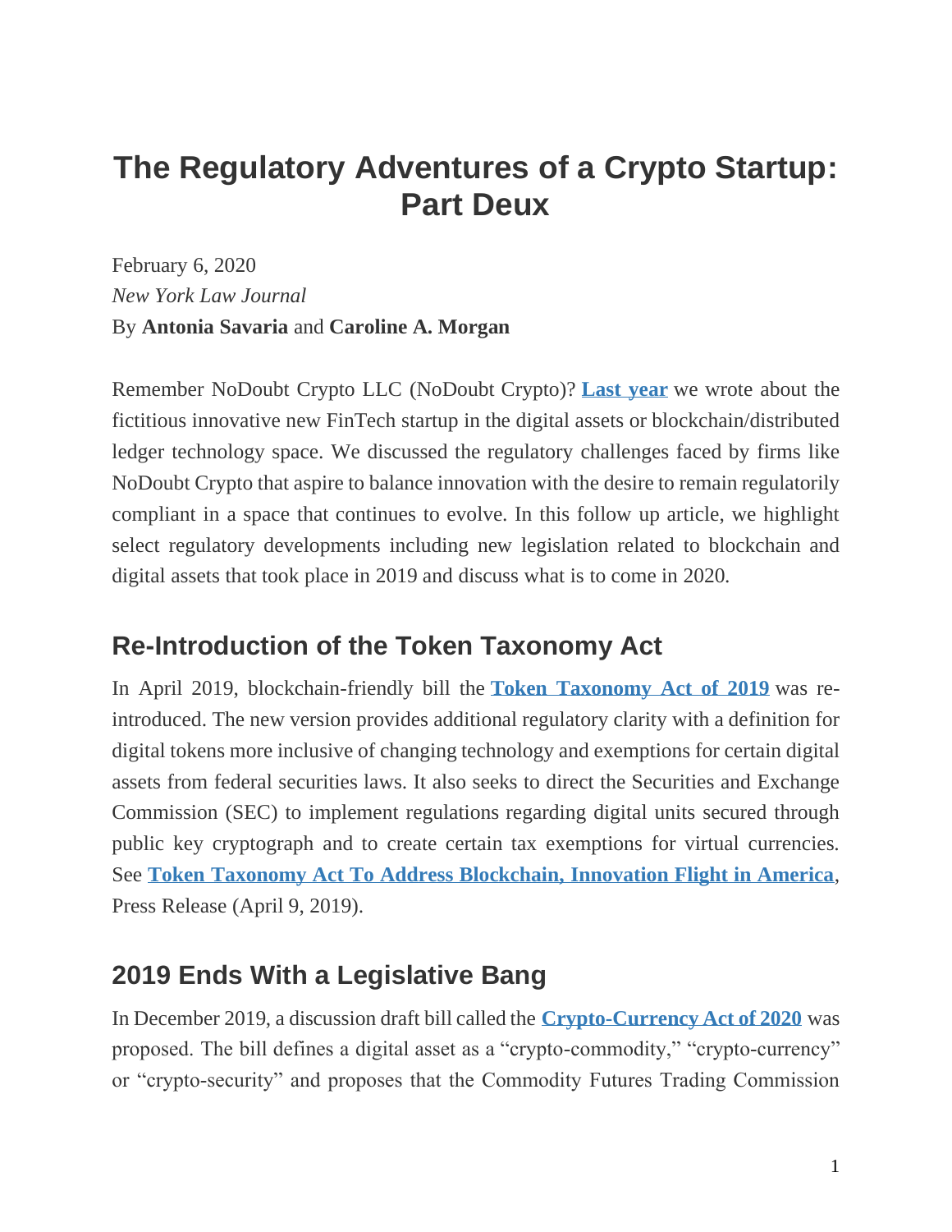# The Regulatory Adventures of a Crypto Startup: Part Deux

February 6, 2020
*New York Law Journal*
By **Antonia Savaria** and **Caroline A. Morgan**

Remember NoDoubt Crypto LLC (NoDoubt Crypto)? **Last year** we wrote about the fictitious innovative new FinTech startup in the digital assets or blockchain/distributed ledger technology space. We discussed the regulatory challenges faced by firms like NoDoubt Crypto that aspire to balance innovation with the desire to remain regulatorily compliant in a space that continues to evolve. In this follow up article, we highlight select regulatory developments including new legislation related to blockchain and digital assets that took place in 2019 and discuss what is to come in 2020.

## Re-Introduction of the Token Taxonomy Act

In April 2019, blockchain-friendly bill the **Token Taxonomy Act of 2019** was re-introduced. The new version provides additional regulatory clarity with a definition for digital tokens more inclusive of changing technology and exemptions for certain digital assets from federal securities laws. It also seeks to direct the Securities and Exchange Commission (SEC) to implement regulations regarding digital units secured through public key cryptograph and to create certain tax exemptions for virtual currencies. See **Token Taxonomy Act To Address Blockchain, Innovation Flight in America**, Press Release (April 9, 2019).

## 2019 Ends With a Legislative Bang

In December 2019, a discussion draft bill called the **Crypto-Currency Act of 2020** was proposed. The bill defines a digital asset as a "crypto-commodity," "crypto-currency" or "crypto-security" and proposes that the Commodity Futures Trading Commission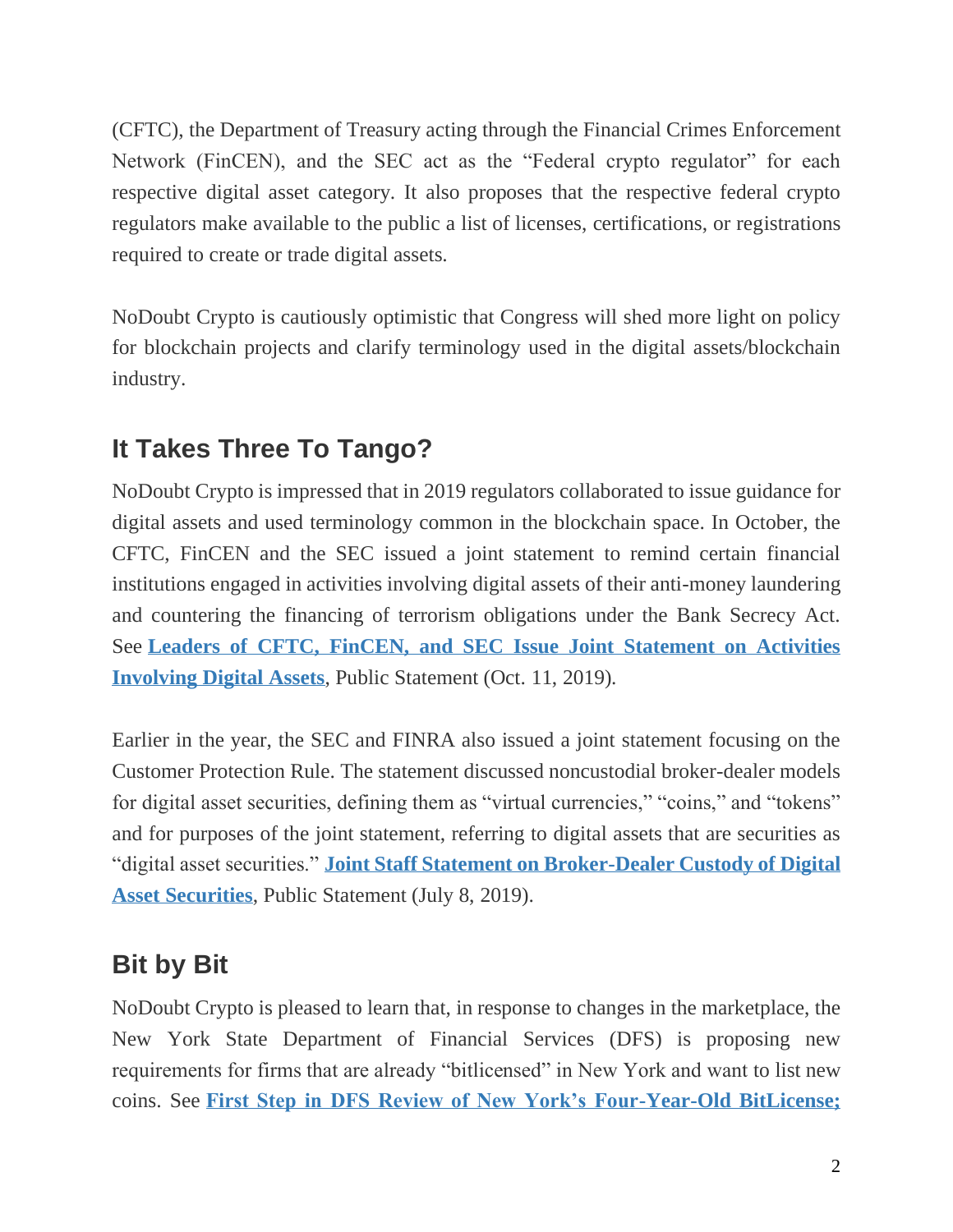(CFTC), the Department of Treasury acting through the Financial Crimes Enforcement Network (FinCEN), and the SEC act as the "Federal crypto regulator" for each respective digital asset category. It also proposes that the respective federal crypto regulators make available to the public a list of licenses, certifications, or registrations required to create or trade digital assets.

NoDoubt Crypto is cautiously optimistic that Congress will shed more light on policy for blockchain projects and clarify terminology used in the digital assets/blockchain industry.

## It Takes Three To Tango?

NoDoubt Crypto is impressed that in 2019 regulators collaborated to issue guidance for digital assets and used terminology common in the blockchain space. In October, the CFTC, FinCEN and the SEC issued a joint statement to remind certain financial institutions engaged in activities involving digital assets of their anti-money laundering and countering the financing of terrorism obligations under the Bank Secrecy Act. See **Leaders of CFTC, FinCEN, and SEC Issue Joint Statement on Activities Involving Digital Assets**, Public Statement (Oct. 11, 2019).

Earlier in the year, the SEC and FINRA also issued a joint statement focusing on the Customer Protection Rule. The statement discussed noncustodial broker-dealer models for digital asset securities, defining them as "virtual currencies," "coins," and "tokens" and for purposes of the joint statement, referring to digital assets that are securities as "digital asset securities." **Joint Staff Statement on Broker-Dealer Custody of Digital Asset Securities**, Public Statement (July 8, 2019).

## Bit by Bit

NoDoubt Crypto is pleased to learn that, in response to changes in the marketplace, the New York State Department of Financial Services (DFS) is proposing new requirements for firms that are already "bitlicensed" in New York and want to list new coins. See **First Step in DFS Review of New York's Four-Year-Old BitLicense;**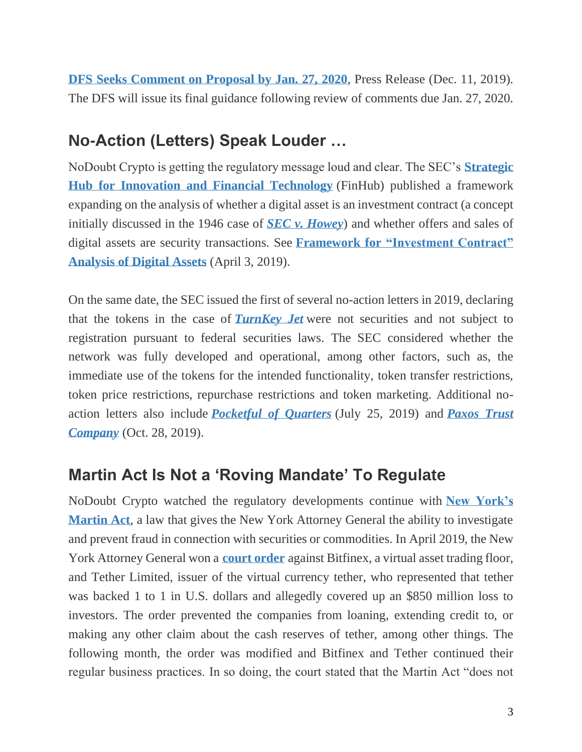**DFS Seeks Comment on Proposal by Jan. 27, 2020**, Press Release (Dec. 11, 2019). The DFS will issue its final guidance following review of comments due Jan. 27, 2020.

## No-Action (Letters) Speak Louder …

NoDoubt Crypto is getting the regulatory message loud and clear. The SEC's **Strategic Hub for Innovation and Financial Technology** (FinHub) published a framework expanding on the analysis of whether a digital asset is an investment contract (a concept initially discussed in the 1946 case of ***SEC v. Howey***) and whether offers and sales of digital assets are security transactions. See **Framework for "Investment Contract" Analysis of Digital Assets** (April 3, 2019).

On the same date, the SEC issued the first of several no-action letters in 2019, declaring that the tokens in the case of ***TurnKey Jet*** were not securities and not subject to registration pursuant to federal securities laws. The SEC considered whether the network was fully developed and operational, among other factors, such as, the immediate use of the tokens for the intended functionality, token transfer restrictions, token price restrictions, repurchase restrictions and token marketing. Additional no-action letters also include ***Pocketful of Quarters*** (July 25, 2019) and ***Paxos Trust Company*** (Oct. 28, 2019).

## Martin Act Is Not a 'Roving Mandate' To Regulate

NoDoubt Crypto watched the regulatory developments continue with **New York's Martin Act**, a law that gives the New York Attorney General the ability to investigate and prevent fraud in connection with securities or commodities. In April 2019, the New York Attorney General won a **court order** against Bitfinex, a virtual asset trading floor, and Tether Limited, issuer of the virtual currency tether, who represented that tether was backed 1 to 1 in U.S. dollars and allegedly covered up an $850 million loss to investors. The order prevented the companies from loaning, extending credit to, or making any other claim about the cash reserves of tether, among other things. The following month, the order was modified and Bitfinex and Tether continued their regular business practices. In so doing, the court stated that the Martin Act "does not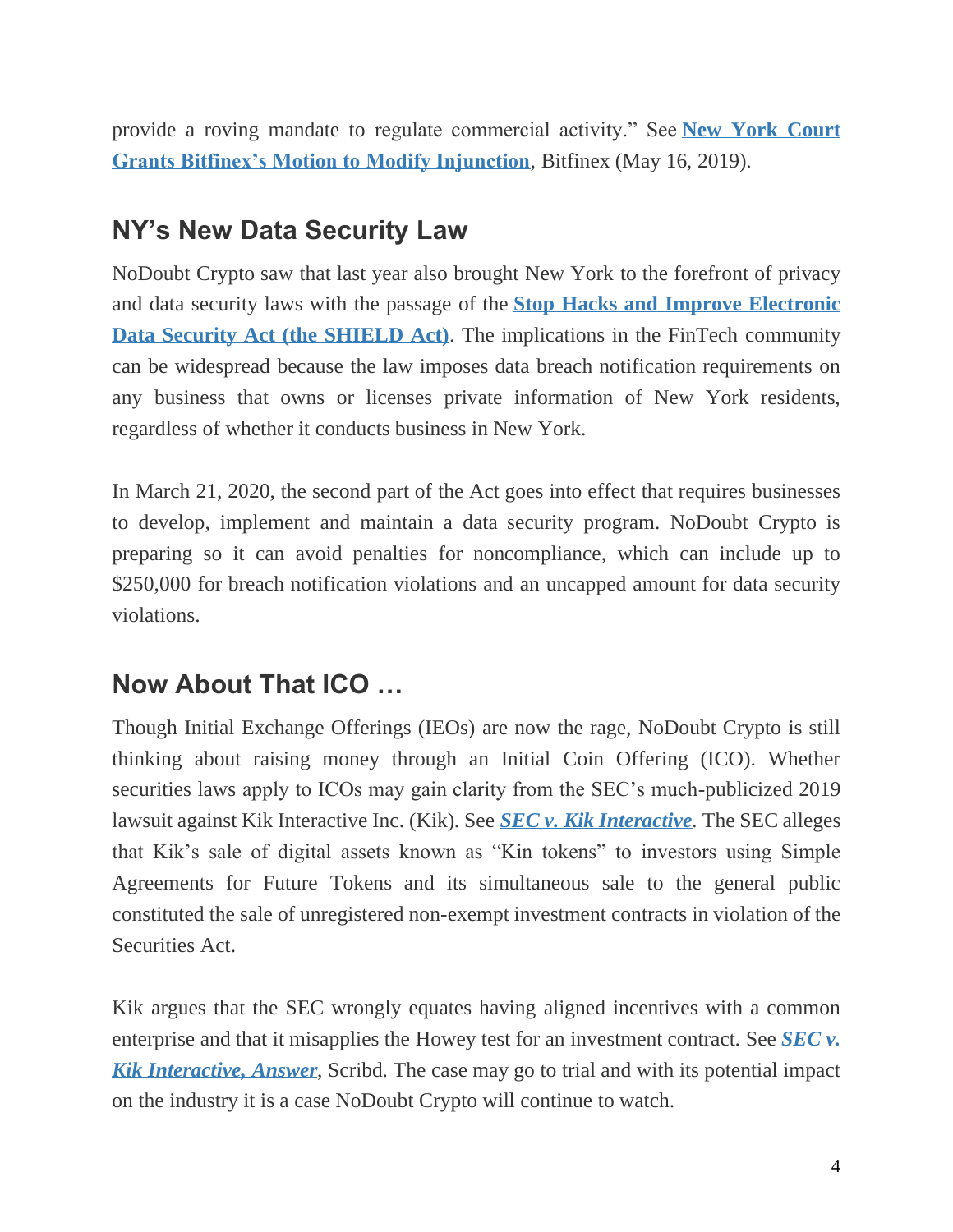provide a roving mandate to regulate commercial activity." See **New York Court Grants Bitfinex's Motion to Modify Injunction**, Bitfinex (May 16, 2019).

## NY's New Data Security Law

NoDoubt Crypto saw that last year also brought New York to the forefront of privacy and data security laws with the passage of the **Stop Hacks and Improve Electronic Data Security Act (the SHIELD Act)**. The implications in the FinTech community can be widespread because the law imposes data breach notification requirements on any business that owns or licenses private information of New York residents, regardless of whether it conducts business in New York.

In March 21, 2020, the second part of the Act goes into effect that requires businesses to develop, implement and maintain a data security program. NoDoubt Crypto is preparing so it can avoid penalties for noncompliance, which can include up to $250,000 for breach notification violations and an uncapped amount for data security violations.

## Now About That ICO …

Though Initial Exchange Offerings (IEOs) are now the rage, NoDoubt Crypto is still thinking about raising money through an Initial Coin Offering (ICO). Whether securities laws apply to ICOs may gain clarity from the SEC's much-publicized 2019 lawsuit against Kik Interactive Inc. (Kik). See ***SEC v. Kik Interactive***. The SEC alleges that Kik's sale of digital assets known as "Kin tokens" to investors using Simple Agreements for Future Tokens and its simultaneous sale to the general public constituted the sale of unregistered non-exempt investment contracts in violation of the Securities Act.

Kik argues that the SEC wrongly equates having aligned incentives with a common enterprise and that it misapplies the Howey test for an investment contract. See ***SEC v. Kik Interactive, Answer***, Scribd. The case may go to trial and with its potential impact on the industry it is a case NoDoubt Crypto will continue to watch.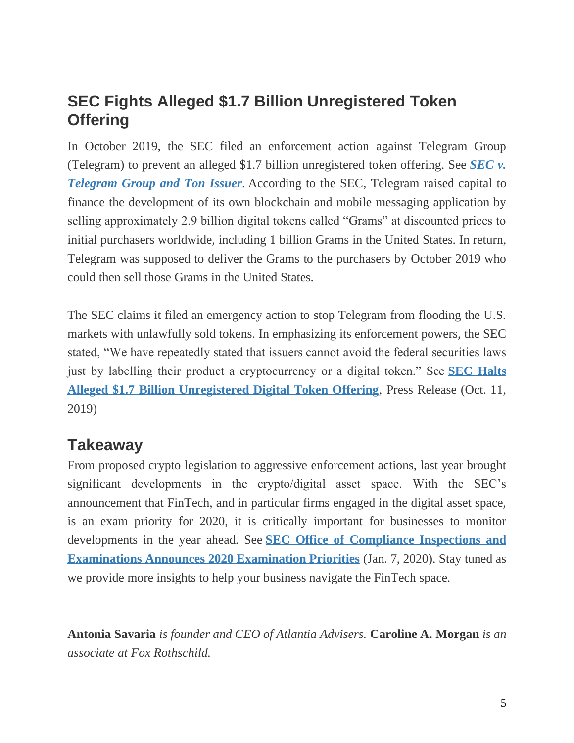## SEC Fights Alleged $1.7 Billion Unregistered Token Offering

In October 2019, the SEC filed an enforcement action against Telegram Group (Telegram) to prevent an alleged $1.7 billion unregistered token offering. See ***SEC v. Telegram Group and Ton Issuer***. According to the SEC, Telegram raised capital to finance the development of its own blockchain and mobile messaging application by selling approximately 2.9 billion digital tokens called "Grams" at discounted prices to initial purchasers worldwide, including 1 billion Grams in the United States. In return, Telegram was supposed to deliver the Grams to the purchasers by October 2019 who could then sell those Grams in the United States.

The SEC claims it filed an emergency action to stop Telegram from flooding the U.S. markets with unlawfully sold tokens. In emphasizing its enforcement powers, the SEC stated, "We have repeatedly stated that issuers cannot avoid the federal securities laws just by labelling their product a cryptocurrency or a digital token." See **SEC Halts Alleged $1.7 Billion Unregistered Digital Token Offering**, Press Release (Oct. 11, 2019)

## Takeaway

From proposed crypto legislation to aggressive enforcement actions, last year brought significant developments in the crypto/digital asset space. With the SEC's announcement that FinTech, and in particular firms engaged in the digital asset space, is an exam priority for 2020, it is critically important for businesses to monitor developments in the year ahead. See **SEC Office of Compliance Inspections and Examinations Announces 2020 Examination Priorities** (Jan. 7, 2020). Stay tuned as we provide more insights to help your business navigate the FinTech space.

**Antonia Savaria** *is founder and CEO of Atlantia Advisers.* **Caroline A. Morgan** *is an associate at Fox Rothschild.*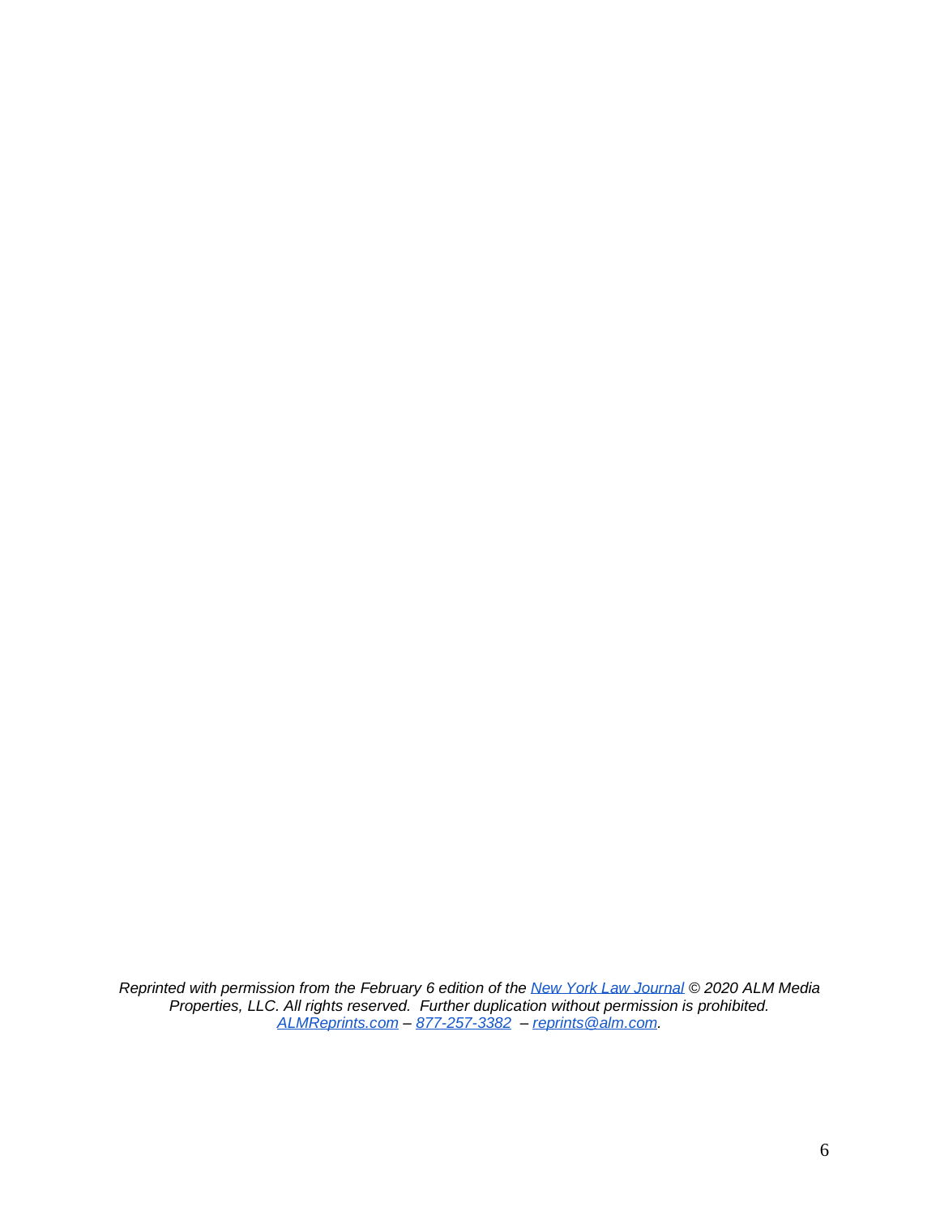*Reprinted with permission from the February 6 edition of the New York Law Journal © 2020 ALM Media Properties, LLC. All rights reserved. Further duplication without permission is prohibited. ALMReprints.com – 877-257-3382 – reprints@alm.com.*